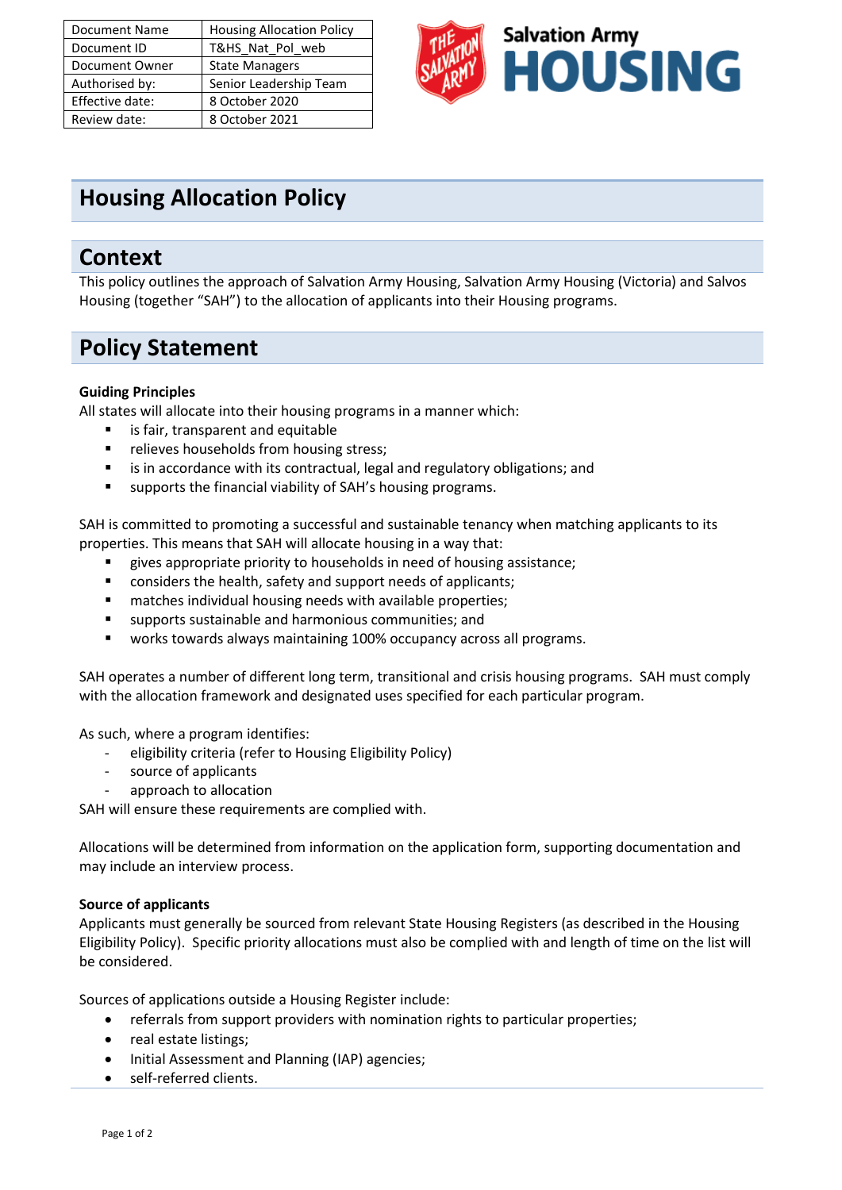| Document Name | Housing Allocation Policy |
|---|---|
| Document ID | T&HS_Nat_Pol_web |
| Document Owner | State Managers |
| Authorised by: | Senior Leadership Team |
| Effective date: | 8 October 2020 |
| Review date: | 8 October 2021 |

Salvation Army HOUSING

# Housing Allocation Policy

## Context

This policy outlines the approach of Salvation Army Housing, Salvation Army Housing (Victoria) and Salvos Housing (together "SAH") to the allocation of applicants into their Housing programs.

## Policy Statement

**Guiding Principles**

All states will allocate into their housing programs in a manner which:

- is fair, transparent and equitable
- relieves households from housing stress;
- is in accordance with its contractual, legal and regulatory obligations; and
- supports the financial viability of SAH's housing programs.

SAH is committed to promoting a successful and sustainable tenancy when matching applicants to its properties. This means that SAH will allocate housing in a way that:

- gives appropriate priority to households in need of housing assistance;
- considers the health, safety and support needs of applicants;
- matches individual housing needs with available properties;
- supports sustainable and harmonious communities; and
- works towards always maintaining 100% occupancy across all programs.

SAH operates a number of different long term, transitional and crisis housing programs. SAH must comply with the allocation framework and designated uses specified for each particular program.

As such, where a program identifies:

- eligibility criteria (refer to Housing Eligibility Policy)
- source of applicants
- approach to allocation

SAH will ensure these requirements are complied with.

Allocations will be determined from information on the application form, supporting documentation and may include an interview process.

**Source of applicants**

Applicants must generally be sourced from relevant State Housing Registers (as described in the Housing Eligibility Policy). Specific priority allocations must also be complied with and length of time on the list will be considered.

Sources of applications outside a Housing Register include:

- referrals from support providers with nomination rights to particular properties;
- real estate listings;
- Initial Assessment and Planning (IAP) agencies;
- self-referred clients.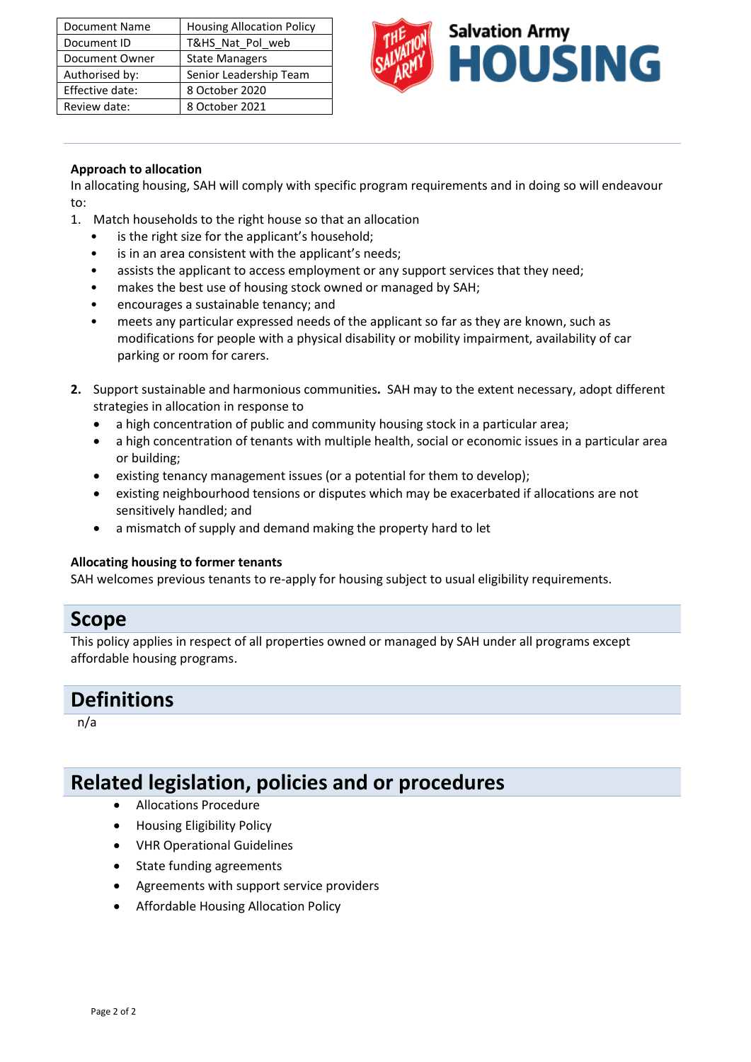| | |
|---|---|
| Document Name | Housing Allocation Policy |
| Document ID | T&HS_Nat_Pol_web |
| Document Owner | State Managers |
| Authorised by: | Senior Leadership Team |
| Effective date: | 8 October 2020 |
| Review date: | 8 October 2021 |

**Approach to allocation**

In allocating housing, SAH will comply with specific program requirements and in doing so will endeavour to:

1. Match households to the right house so that an allocation
   - is the right size for the applicant's household;
   - is in an area consistent with the applicant's needs;
   - assists the applicant to access employment or any support services that they need;
   - makes the best use of housing stock owned or managed by SAH;
   - encourages a sustainable tenancy; and
   - meets any particular expressed needs of the applicant so far as they are known, such as modifications for people with a physical disability or mobility impairment, availability of car parking or room for carers.

2. Support sustainable and harmonious communities**.** SAH may to the extent necessary, adopt different strategies in allocation in response to
   - a high concentration of public and community housing stock in a particular area;
   - a high concentration of tenants with multiple health, social or economic issues in a particular area or building;
   - existing tenancy management issues (or a potential for them to develop);
   - existing neighbourhood tensions or disputes which may be exacerbated if allocations are not sensitively handled; and
   - a mismatch of supply and demand making the property hard to let

**Allocating housing to former tenants**

SAH welcomes previous tenants to re-apply for housing subject to usual eligibility requirements.

## Scope

This policy applies in respect of all properties owned or managed by SAH under all programs except affordable housing programs.

## Definitions

n/a

## Related legislation, policies and or procedures

- Allocations Procedure
- Housing Eligibility Policy
- VHR Operational Guidelines
- State funding agreements
- Agreements with support service providers
- Affordable Housing Allocation Policy